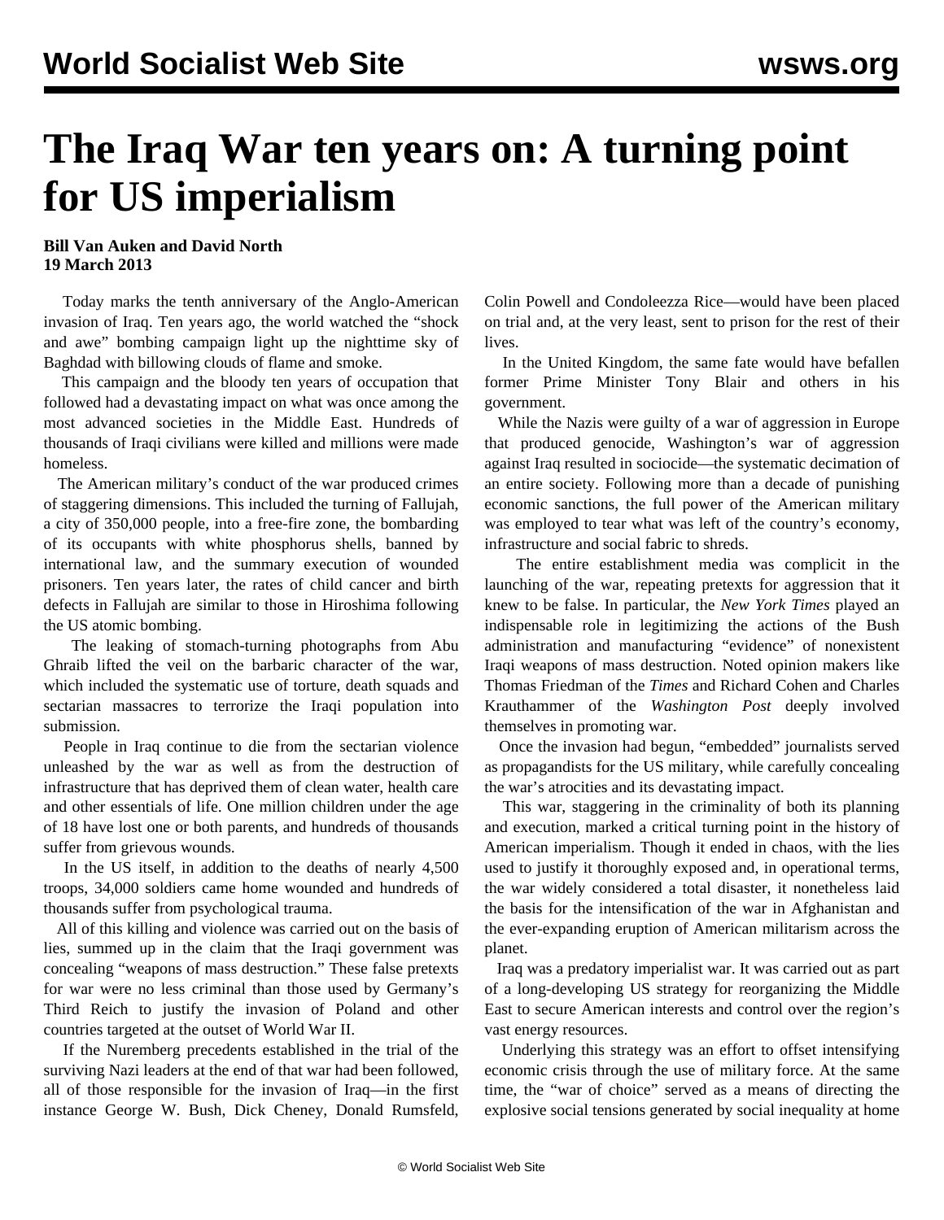# The Iraq War ten years on: A turning point for US imperialism

**Bill Van Auken and David North**
**19 March 2013**

Today marks the tenth anniversary of the Anglo-American invasion of Iraq. Ten years ago, the world watched the "shock and awe" bombing campaign light up the nighttime sky of Baghdad with billowing clouds of flame and smoke.

This campaign and the bloody ten years of occupation that followed had a devastating impact on what was once among the most advanced societies in the Middle East. Hundreds of thousands of Iraqi civilians were killed and millions were made homeless.

The American military's conduct of the war produced crimes of staggering dimensions. This included the turning of Fallujah, a city of 350,000 people, into a free-fire zone, the bombarding of its occupants with white phosphorus shells, banned by international law, and the summary execution of wounded prisoners. Ten years later, the rates of child cancer and birth defects in Fallujah are similar to those in Hiroshima following the US atomic bombing.

The leaking of stomach-turning photographs from Abu Ghraib lifted the veil on the barbaric character of the war, which included the systematic use of torture, death squads and sectarian massacres to terrorize the Iraqi population into submission.

People in Iraq continue to die from the sectarian violence unleashed by the war as well as from the destruction of infrastructure that has deprived them of clean water, health care and other essentials of life. One million children under the age of 18 have lost one or both parents, and hundreds of thousands suffer from grievous wounds.

In the US itself, in addition to the deaths of nearly 4,500 troops, 34,000 soldiers came home wounded and hundreds of thousands suffer from psychological trauma.

All of this killing and violence was carried out on the basis of lies, summed up in the claim that the Iraqi government was concealing "weapons of mass destruction." These false pretexts for war were no less criminal than those used by Germany's Third Reich to justify the invasion of Poland and other countries targeted at the outset of World War II.

If the Nuremberg precedents established in the trial of the surviving Nazi leaders at the end of that war had been followed, all of those responsible for the invasion of Iraq—in the first instance George W. Bush, Dick Cheney, Donald Rumsfeld, Colin Powell and Condoleezza Rice—would have been placed on trial and, at the very least, sent to prison for the rest of their lives.

In the United Kingdom, the same fate would have befallen former Prime Minister Tony Blair and others in his government.

While the Nazis were guilty of a war of aggression in Europe that produced genocide, Washington's war of aggression against Iraq resulted in sociocide—the systematic decimation of an entire society. Following more than a decade of punishing economic sanctions, the full power of the American military was employed to tear what was left of the country's economy, infrastructure and social fabric to shreds.

The entire establishment media was complicit in the launching of the war, repeating pretexts for aggression that it knew to be false. In particular, the *New York Times* played an indispensable role in legitimizing the actions of the Bush administration and manufacturing "evidence" of nonexistent Iraqi weapons of mass destruction. Noted opinion makers like Thomas Friedman of the *Times* and Richard Cohen and Charles Krauthammer of the *Washington Post* deeply involved themselves in promoting war.

Once the invasion had begun, "embedded" journalists served as propagandists for the US military, while carefully concealing the war's atrocities and its devastating impact.

This war, staggering in the criminality of both its planning and execution, marked a critical turning point in the history of American imperialism. Though it ended in chaos, with the lies used to justify it thoroughly exposed and, in operational terms, the war widely considered a total disaster, it nonetheless laid the basis for the intensification of the war in Afghanistan and the ever-expanding eruption of American militarism across the planet.

Iraq was a predatory imperialist war. It was carried out as part of a long-developing US strategy for reorganizing the Middle East to secure American interests and control over the region's vast energy resources.

Underlying this strategy was an effort to offset intensifying economic crisis through the use of military force. At the same time, the "war of choice" served as a means of directing the explosive social tensions generated by social inequality at home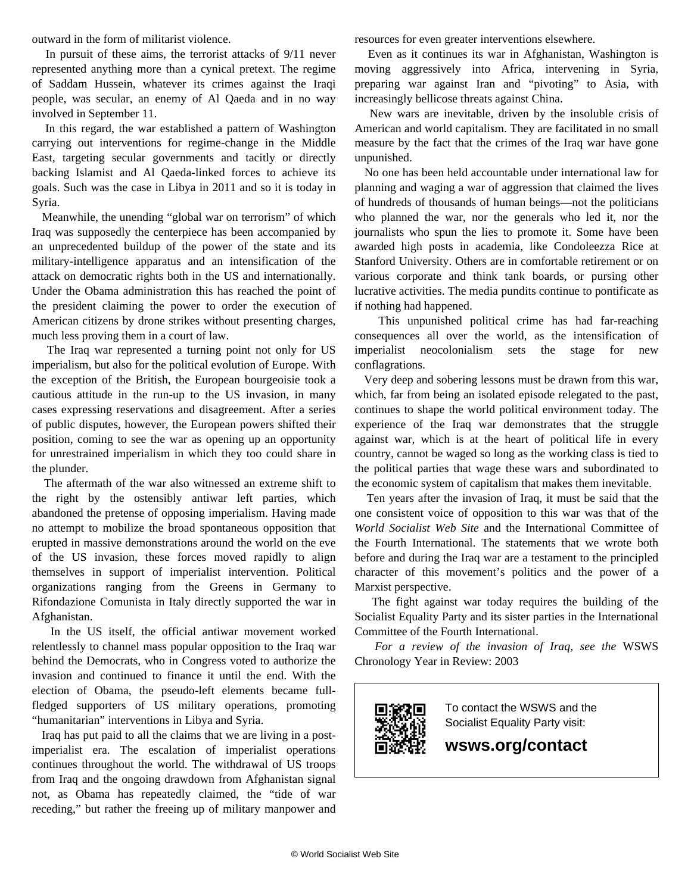outward in the form of militarist violence.

In pursuit of these aims, the terrorist attacks of 9/11 never represented anything more than a cynical pretext. The regime of Saddam Hussein, whatever its crimes against the Iraqi people, was secular, an enemy of Al Qaeda and in no way involved in September 11.

In this regard, the war established a pattern of Washington carrying out interventions for regime-change in the Middle East, targeting secular governments and tacitly or directly backing Islamist and Al Qaeda-linked forces to achieve its goals. Such was the case in Libya in 2011 and so it is today in Syria.

Meanwhile, the unending "global war on terrorism" of which Iraq was supposedly the centerpiece has been accompanied by an unprecedented buildup of the power of the state and its military-intelligence apparatus and an intensification of the attack on democratic rights both in the US and internationally. Under the Obama administration this has reached the point of the president claiming the power to order the execution of American citizens by drone strikes without presenting charges, much less proving them in a court of law.

The Iraq war represented a turning point not only for US imperialism, but also for the political evolution of Europe. With the exception of the British, the European bourgeoisie took a cautious attitude in the run-up to the US invasion, in many cases expressing reservations and disagreement. After a series of public disputes, however, the European powers shifted their position, coming to see the war as opening up an opportunity for unrestrained imperialism in which they too could share in the plunder.

The aftermath of the war also witnessed an extreme shift to the right by the ostensibly antiwar left parties, which abandoned the pretense of opposing imperialism. Having made no attempt to mobilize the broad spontaneous opposition that erupted in massive demonstrations around the world on the eve of the US invasion, these forces moved rapidly to align themselves in support of imperialist intervention. Political organizations ranging from the Greens in Germany to Rifondazione Comunista in Italy directly supported the war in Afghanistan.

In the US itself, the official antiwar movement worked relentlessly to channel mass popular opposition to the Iraq war behind the Democrats, who in Congress voted to authorize the invasion and continued to finance it until the end. With the election of Obama, the pseudo-left elements became full-fledged supporters of US military operations, promoting "humanitarian" interventions in Libya and Syria.

Iraq has put paid to all the claims that we are living in a post-imperialist era. The escalation of imperialist operations continues throughout the world. The withdrawal of US troops from Iraq and the ongoing drawdown from Afghanistan signal not, as Obama has repeatedly claimed, the "tide of war receding," but rather the freeing up of military manpower and resources for even greater interventions elsewhere.

Even as it continues its war in Afghanistan, Washington is moving aggressively into Africa, intervening in Syria, preparing war against Iran and "pivoting" to Asia, with increasingly bellicose threats against China.

New wars are inevitable, driven by the insoluble crisis of American and world capitalism. They are facilitated in no small measure by the fact that the crimes of the Iraq war have gone unpunished.

No one has been held accountable under international law for planning and waging a war of aggression that claimed the lives of hundreds of thousands of human beings—not the politicians who planned the war, nor the generals who led it, nor the journalists who spun the lies to promote it. Some have been awarded high posts in academia, like Condoleezza Rice at Stanford University. Others are in comfortable retirement or on various corporate and think tank boards, or pursing other lucrative activities. The media pundits continue to pontificate as if nothing had happened.

This unpunished political crime has had far-reaching consequences all over the world, as the intensification of imperialist neocolonialism sets the stage for new conflagrations.

Very deep and sobering lessons must be drawn from this war, which, far from being an isolated episode relegated to the past, continues to shape the world political environment today. The experience of the Iraq war demonstrates that the struggle against war, which is at the heart of political life in every country, cannot be waged so long as the working class is tied to the political parties that wage these wars and subordinated to the economic system of capitalism that makes them inevitable.

Ten years after the invasion of Iraq, it must be said that the one consistent voice of opposition to this war was that of the *World Socialist Web Site* and the International Committee of the Fourth International. The statements that we wrote both before and during the Iraq war are a testament to the principled character of this movement's politics and the power of a Marxist perspective.

The fight against war today requires the building of the Socialist Equality Party and its sister parties in the International Committee of the Fourth International.

*For a review of the invasion of Iraq, see the* WSWS Chronology Year in Review: 2003

To contact the WSWS and the Socialist Equality Party visit:

**wsws.org/contact**